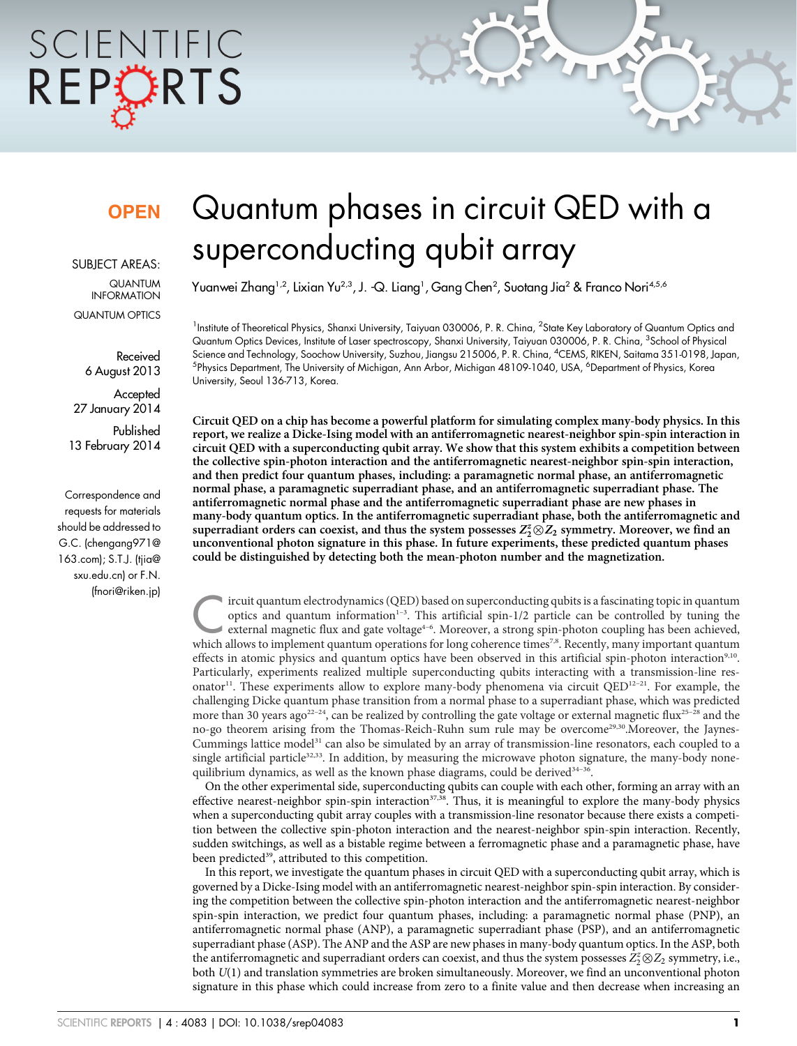OPEN

SUBJECT AREAS:

QUANTUM INFORMATION

QUANTUM OPTICS

Received 6 August 2013

Accepted 27 January 2014

Published 13 February 2014

Correspondence and requests for materials should be addressed to G.C. (chengang971@163.com); S.T.J. (tjia@sxu.edu.cn) or F.N. (fnori@riken.jp)

# Quantum phases in circuit QED with a superconducting qubit array

Yuanwei Zhang[1,2], Lixian Yu[2,3], J. -Q. Liang[1], Gang Chen[2], Suotang Jia[2] & Franco Nori[4,5,6]

[1]Institute of Theoretical Physics, Shanxi University, Taiyuan 030006, P. R. China, [2]State Key Laboratory of Quantum Optics and Quantum Optics Devices, Institute of Laser spectroscopy, Shanxi University, Taiyuan 030006, P. R. China, [3]School of Physical Science and Technology, Soochow University, Suzhou, Jiangsu 215006, P. R. China, [4]CEMS, RIKEN, Saitama 351-0198, Japan, [5]Physics Department, The University of Michigan, Ann Arbor, Michigan 48109-1040, USA, [6]Department of Physics, Korea University, Seoul 136-713, Korea.

**Circuit QED on a chip has become a powerful platform for simulating complex many-body physics. In this report, we realize a Dicke-Ising model with an antiferromagnetic nearest-neighbor spin-spin interaction in circuit QED with a superconducting qubit array. We show that this system exhibits a competition between the collective spin-photon interaction and the antiferromagnetic nearest-neighbor spin-spin interaction, and then predict four quantum phases, including: a paramagnetic normal phase, an antiferromagnetic normal phase, a paramagnetic superradiant phase, and an antiferromagnetic superradiant phase. The antiferromagnetic normal phase and the antiferromagnetic superradiant phase are new phases in many-body quantum optics. In the antiferromagnetic superradiant phase, both the antiferromagnetic and superradiant orders can coexist, and thus the system possesses $Z_2^z \otimes Z_2$ symmetry. Moreover, we find an unconventional photon signature in this phase. In future experiments, these predicted quantum phases could be distinguished by detecting both the mean-photon number and the magnetization.**

Circuit quantum electrodynamics (QED) based on superconducting qubits is a fascinating topic in quantum optics and quantum information[1–3]. This artificial spin-1/2 particle can be controlled by tuning the external magnetic flux and gate voltage[4–6]. Moreover, a strong spin-photon coupling has been achieved, which allows to implement quantum operations for long coherence times[7,8]. Recently, many important quantum effects in atomic physics and quantum optics have been observed in this artificial spin-photon interaction[9,10]. Particularly, experiments realized multiple superconducting qubits interacting with a transmission-line resonator[11]. These experiments allow to explore many-body phenomena via circuit QED[12–21]. For example, the challenging Dicke quantum phase transition from a normal phase to a superradiant phase, which was predicted more than 30 years ago[22–24], can be realized by controlling the gate voltage or external magnetic flux[25–28] and the no-go theorem arising from the Thomas-Reich-Ruhn sum rule may be overcome[29,30].Moreover, the Jaynes-Cummings lattice model[31] can also be simulated by an array of transmission-line resonators, each coupled to a single artificial particle[32,33]. In addition, by measuring the microwave photon signature, the many-body nonequilibrium dynamics, as well as the known phase diagrams, could be derived[34–36].

On the other experimental side, superconducting qubits can couple with each other, forming an array with an effective nearest-neighbor spin-spin interaction[37,38]. Thus, it is meaningful to explore the many-body physics when a superconducting qubit array couples with a transmission-line resonator because there exists a competition between the collective spin-photon interaction and the nearest-neighbor spin-spin interaction. Recently, sudden switchings, as well as a bistable regime between a ferromagnetic phase and a paramagnetic phase, have been predicted[39], attributed to this competition.

In this report, we investigate the quantum phases in circuit QED with a superconducting qubit array, which is governed by a Dicke-Ising model with an antiferromagnetic nearest-neighbor spin-spin interaction. By considering the competition between the collective spin-photon interaction and the antiferromagnetic nearest-neighbor spin-spin interaction, we predict four quantum phases, including: a paramagnetic normal phase (PNP), an antiferromagnetic normal phase (ANP), a paramagnetic superradiant phase (PSP), and an antiferromagnetic superradiant phase (ASP). The ANP and the ASP are new phases in many-body quantum optics. In the ASP, both the antiferromagnetic and superradiant orders can coexist, and thus the system possesses $Z_2^z \otimes Z_2$ symmetry, i.e., both $U(1)$ and translation symmetries are broken simultaneously. Moreover, we find an unconventional photon signature in this phase which could increase from zero to a finite value and then decrease when increasing an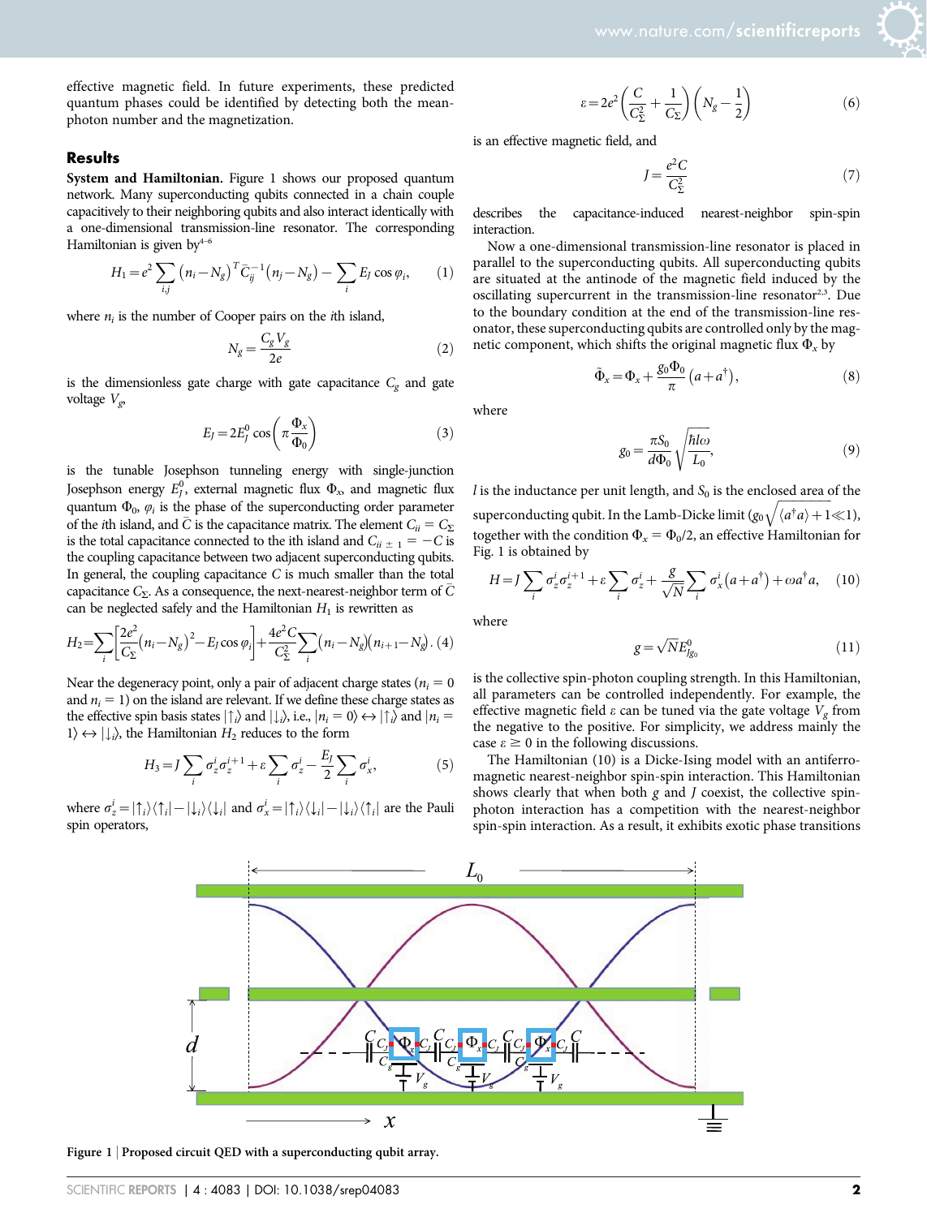effective magnetic field. In future experiments, these predicted quantum phases could be identified by detecting both the mean-photon number and the magnetization.

## Results

**System and Hamiltonian.** Figure 1 shows our proposed quantum network. Many superconducting qubits connected in a chain couple capacitively to their neighboring qubits and also interact identically with a one-dimensional transmission-line resonator. The corresponding Hamiltonian is given by[4–6]

$$H_1 = e^2 \sum_{i,j} \left(n_i - N_g\right)^T \bar{C}_{ij}^{-1} \left(n_j - N_g\right) - \sum_i E_J \cos\varphi_i, \tag{1}$$

where $n_i$ is the number of Cooper pairs on the $i$th island,

$$N_g = \frac{C_g V_g}{2e} \tag{2}$$

is the dimensionless gate charge with gate capacitance $C_g$ and gate voltage $V_g$,

$$E_J = 2E_J^0 \cos\left(\pi \frac{\Phi_x}{\Phi_0}\right) \tag{3}$$

is the tunable Josephson tunneling energy with single-junction Josephson energy $E_J^0$, external magnetic flux $\Phi_x$, and magnetic flux quantum $\Phi_0$, $\varphi_i$ is the phase of the superconducting order parameter of the $i$th island, and $\bar{C}$ is the capacitance matrix. The element $C_{ii} = C_\Sigma$ is the total capacitance connected to the ith island and $C_{ii\pm1} = -C$ is the coupling capacitance between two adjacent superconducting qubits. In general, the coupling capacitance $C$ is much smaller than the total capacitance $C_\Sigma$. As a consequence, the next-nearest-neighbor term of $\bar{C}$ can be neglected safely and the Hamiltonian $H_1$ is rewritten as

$$H_2 = \sum_i \left[\frac{2e^2}{C_\Sigma}\left(n_i - N_g\right)^2 - E_J \cos\varphi_i\right] + \frac{4e^2 C}{C_\Sigma^2} \sum_i \left(n_i - N_g\right)\left(n_{i+1} - N_g\right). \tag{4}$$

Near the degeneracy point, only a pair of adjacent charge states ($n_i = 0$ and $n_i = 1$) on the island are relevant. If we define these charge states as the effective spin basis states $|\uparrow_i\rangle$ and $|\downarrow_i\rangle$, i.e., $|n_i = 0\rangle \leftrightarrow |\uparrow_i\rangle$ and $|n_i = 1\rangle \leftrightarrow |\downarrow_i\rangle$, the Hamiltonian $H_2$ reduces to the form

$$H_3 = J \sum_i \sigma_z^i \sigma_z^{i+1} + \varepsilon \sum_i \sigma_z^i - \frac{E_J}{2} \sum_i \sigma_x^i, \tag{5}$$

where $\sigma_z^i = |\uparrow_i\rangle\langle\uparrow_i| - |\downarrow_i\rangle\langle\downarrow_i|$ and $\sigma_x^i = |\uparrow_i\rangle\langle\downarrow_i| - |\downarrow_i\rangle\langle\uparrow_i|$ are the Pauli spin operators,

$$\varepsilon = 2e^2 \left(\frac{C}{C_\Sigma^2} + \frac{1}{C_\Sigma}\right)\left(N_g - \frac{1}{2}\right) \tag{6}$$

is an effective magnetic field, and

$$J = \frac{e^2 C}{C_\Sigma^2} \tag{7}$$

describes the capacitance-induced nearest-neighbor spin-spin interaction.

Now a one-dimensional transmission-line resonator is placed in parallel to the superconducting qubits. All superconducting qubits are situated at the antinode of the magnetic field induced by the oscillating supercurrent in the transmission-line resonator[2,3]. Due to the boundary condition at the end of the transmission-line resonator, these superconducting qubits are controlled only by the magnetic component, which shifts the original magnetic flux $\Phi_x$ by

$$\tilde{\Phi}_x = \Phi_x + \frac{g_0 \Phi_0}{\pi}\left(a + a^\dagger\right), \tag{8}$$

where

$$g_0 = \frac{\pi S_0}{d\Phi_0}\sqrt{\frac{\hbar l \omega}{L_0}}, \tag{9}$$

$l$ is the inductance per unit length, and $S_0$ is the enclosed area of the superconducting qubit. In the Lamb-Dicke limit ($g_0\sqrt{\langle a^\dagger a\rangle + 1} \ll 1$), together with the condition $\Phi_x = \Phi_0/2$, an effective Hamiltonian for Fig. 1 is obtained by

$$H = J \sum_i \sigma_z^i \sigma_z^{i+1} + \varepsilon \sum_i \sigma_z^i + \frac{g}{\sqrt{N}} \sum_i \sigma_x^i \left(a + a^\dagger\right) + \omega a^\dagger a, \tag{10}$$

where

$$g = \sqrt{N} E_{J g_0}^0 \tag{11}$$

is the collective spin-photon coupling strength. In this Hamiltonian, all parameters can be controlled independently. For example, the effective magnetic field $\varepsilon$ can be tuned via the gate voltage $V_g$ from the negative to the positive. For simplicity, we address mainly the case $\varepsilon \geq 0$ in the following discussions.

The Hamiltonian (10) is a Dicke-Ising model with an antiferromagnetic nearest-neighbor spin-spin interaction. This Hamiltonian shows clearly that when both $g$ and $J$ coexist, the collective spin-photon interaction has a competition with the nearest-neighbor spin-spin interaction. As a result, it exhibits exotic phase transitions

**Figure 1 | Proposed circuit QED with a superconducting qubit array.**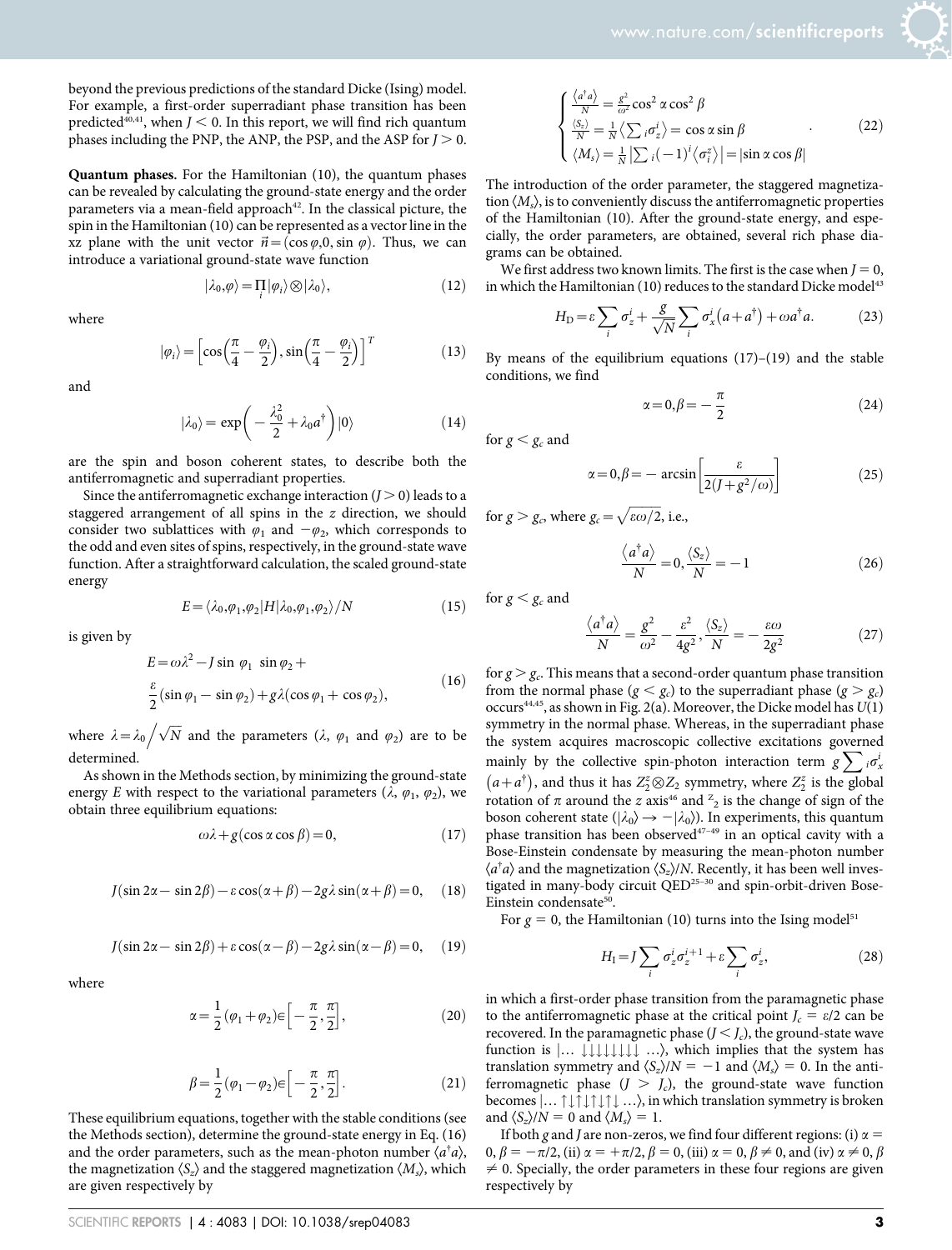beyond the previous predictions of the standard Dicke (Ising) model. For example, a first-order superradiant phase transition has been predicted[40,41], when $J < 0$. In this report, we will find rich quantum phases including the PNP, the ANP, the PSP, and the ASP for $J > 0$.

**Quantum phases.** For the Hamiltonian (10), the quantum phases can be revealed by calculating the ground-state energy and the order parameters via a mean-field approach[42]. In the classical picture, the spin in the Hamiltonian (10) can be represented as a vector line in the xz plane with the unit vector $\vec{n} = (\cos\varphi, 0, \sin\varphi)$. Thus, we can introduce a variational ground-state wave function

$$|\lambda_0, \varphi\rangle = \prod_i |\varphi_i\rangle \otimes |\lambda_0\rangle, \tag{12}$$

where

$$|\varphi_i\rangle = \left[\cos\left(\frac{\pi}{4} - \frac{\varphi_i}{2}\right), \sin\left(\frac{\pi}{4} - \frac{\varphi_i}{2}\right)\right]^T \tag{13}$$

and

$$|\lambda_0\rangle = \exp\left(-\frac{\lambda_0^2}{2} + \lambda_0 a^\dagger\right)|0\rangle \tag{14}$$

are the spin and boson coherent states, to describe both the antiferromagnetic and superradiant properties.

Since the antiferromagnetic exchange interaction ($J > 0$) leads to a staggered arrangement of all spins in the $z$ direction, we should consider two sublattices with $\varphi_1$ and $-\varphi_2$, which corresponds to the odd and even sites of spins, respectively, in the ground-state wave function. After a straightforward calculation, the scaled ground-state energy

$$E = \langle \lambda_0, \varphi_1, \varphi_2 | H | \lambda_0, \varphi_1, \varphi_2 \rangle / N \tag{15}$$

is given by

$$\begin{aligned} E = {} & \omega\lambda^2 - J\sin\varphi_1 \sin\varphi_2 + \\ & \frac{\varepsilon}{2}(\sin\varphi_1 - \sin\varphi_2) + g\lambda(\cos\varphi_1 + \cos\varphi_2), \end{aligned} \tag{16}$$

where $\lambda = \lambda_0 / \sqrt{N}$ and the parameters ($\lambda$, $\varphi_1$ and $\varphi_2$) are to be determined.

As shown in the Methods section, by minimizing the ground-state energy $E$ with respect to the variational parameters ($\lambda$, $\varphi_1$, $\varphi_2$), we obtain three equilibrium equations:

$$\omega\lambda + g(\cos\alpha\cos\beta) = 0, \tag{17}$$

$$J(\sin 2\alpha - \sin 2\beta) - \varepsilon\cos(\alpha + \beta) - 2g\lambda\sin(\alpha + \beta) = 0, \tag{18}$$

$$J(\sin 2\alpha - \sin 2\beta) + \varepsilon\cos(\alpha - \beta) - 2g\lambda\sin(\alpha - \beta) = 0, \tag{19}$$

where

$$\alpha = \frac{1}{2}(\varphi_1 + \varphi_2) \in \left[-\frac{\pi}{2}, \frac{\pi}{2}\right], \tag{20}$$

$$\beta = \frac{1}{2}(\varphi_1 - \varphi_2) \in \left[-\frac{\pi}{2}, \frac{\pi}{2}\right]. \tag{21}$$

These equilibrium equations, together with the stable conditions (see the Methods section), determine the ground-state energy in Eq. (16) and the order parameters, such as the mean-photon number $\langle a^\dagger a\rangle$, the magnetization $\langle S_z\rangle$ and the staggered magnetization $\langle M_s\rangle$, which are given respectively by

$$\begin{cases} \frac{\langle a^\dagger a\rangle}{N} = \frac{g^2}{\omega^2}\cos^2\alpha\cos^2\beta \\ \frac{\langle S_z\rangle}{N} = \frac{1}{N}\left\langle \sum_i \sigma_z^i \right\rangle = \cos\alpha\sin\beta \\ \langle M_s\rangle = \frac{1}{N}\left|\sum_i (-1)^i \langle \sigma_z^i\rangle\right| = |\sin\alpha\cos\beta| \end{cases}. \tag{22}$$

The introduction of the order parameter, the staggered magnetization $\langle M_s\rangle$, is to conveniently discuss the antiferromagnetic properties of the Hamiltonian (10). After the ground-state energy, and especially, the order parameters, are obtained, several rich phase diagrams can be obtained.

We first address two known limits. The first is the case when $J = 0$, in which the Hamiltonian (10) reduces to the standard Dicke model[43]

$$H_D = \varepsilon\sum_i \sigma_z^i + \frac{g}{\sqrt{N}}\sum_i \sigma_x^i (a + a^\dagger) + \omega a^\dagger a. \tag{23}$$

By means of the equilibrium equations (17)–(19) and the stable conditions, we find

$$\alpha = 0, \beta = -\frac{\pi}{2} \tag{24}$$

for $g < g_c$ and

$$\alpha = 0, \beta = -\arcsin\left[\frac{\varepsilon}{2(J + g^2/\omega)}\right] \tag{25}$$

for $g > g_c$, where $g_c = \sqrt{\varepsilon\omega/2}$, i.e.,

$$\frac{\langle a^\dagger a\rangle}{N} = 0, \frac{\langle S_z\rangle}{N} = -1 \tag{26}$$

for $g < g_c$ and

$$\frac{\langle a^\dagger a\rangle}{N} = \frac{g^2}{\omega^2} - \frac{\varepsilon^2}{4g^2}, \frac{\langle S_z\rangle}{N} = -\frac{\varepsilon\omega}{2g^2} \tag{27}$$

for $g > g_c$. This means that a second-order quantum phase transition from the normal phase ($g < g_c$) to the superradiant phase ($g > g_c$) occurs[44,45], as shown in Fig. 2(a). Moreover, the Dicke model has $U(1)$ symmetry in the normal phase. Whereas, in the superradiant phase the system acquires macroscopic collective excitations governed mainly by the collective spin-photon interaction term $g\sum_i \sigma_x^i (a + a^\dagger)$, and thus it has $Z_2^z \otimes Z_2$ symmetry, where $Z_2^z$ is the global rotation of $\pi$ around the $z$ axis[46] and $^z{}_2$ is the change of sign of the boson coherent state ($|\lambda_0\rangle \to -|\lambda_0\rangle$). In experiments, this quantum phase transition has been observed[47–49] in an optical cavity with a Bose-Einstein condensate by measuring the mean-photon number $\langle a^\dagger a\rangle$ and the magnetization $\langle S_z\rangle/N$. Recently, it has been well investigated in many-body circuit QED[25–30] and spin-orbit-driven Bose-Einstein condensate[50].

For $g = 0$, the Hamiltonian (10) turns into the Ising model[51]

$$H_I = J\sum_i \sigma_z^i \sigma_z^{i+1} + \varepsilon\sum_i \sigma_z^i, \tag{28}$$

in which a first-order phase transition from the paramagnetic phase to the antiferromagnetic phase at the critical point $J_c = \varepsilon/2$ can be recovered. In the paramagnetic phase ($J < J_c$), the ground-state wave function is $|\ldots \downarrow\downarrow\downarrow\downarrow\downarrow\downarrow\downarrow\downarrow \ldots\rangle$, which implies that the system has translation symmetry and $\langle S_z\rangle/N = -1$ and $\langle M_s\rangle = 0$. In the antiferromagnetic phase ($J > J_c$), the ground-state wave function becomes $|\ldots \uparrow\downarrow\uparrow\downarrow\uparrow\downarrow \ldots\rangle$, in which translation symmetry is broken and $\langle S_z\rangle/N = 0$ and $\langle M_s\rangle = 1$.

If both $g$ and $J$ are non-zeros, we find four different regions: (i) $\alpha = 0$, $\beta = -\pi/2$, (ii) $\alpha = +\pi/2$, $\beta = 0$, (iii) $\alpha = 0$, $\beta \neq 0$, and (iv) $\alpha \neq 0$, $\beta \neq 0$. Specially, the order parameters in these four regions are given respectively by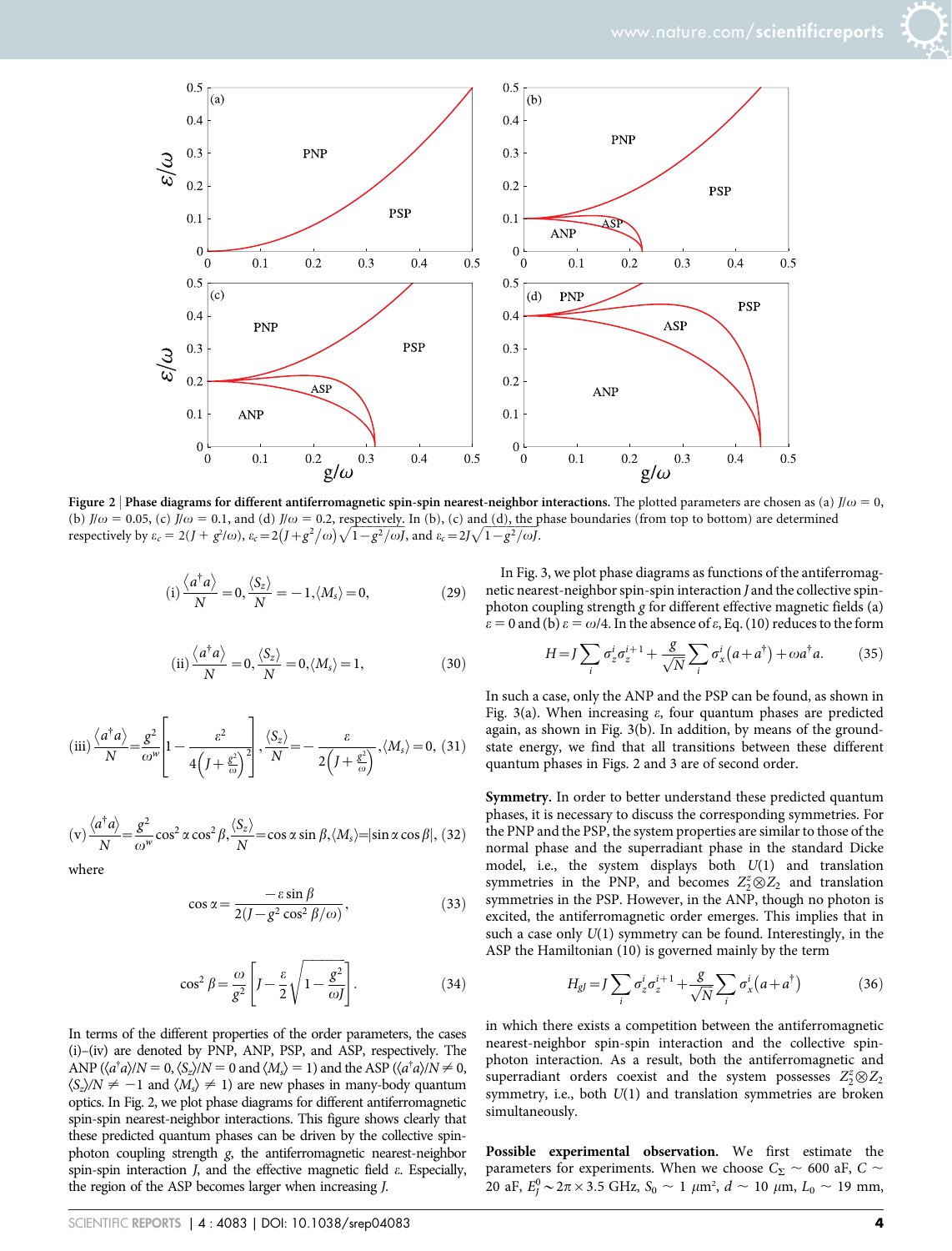**Figure 2 | Phase diagrams for different antiferromagnetic spin-spin nearest-neighbor interactions.** The plotted parameters are chosen as (a) $J/\omega = 0$, (b) $J/\omega = 0.05$, (c) $J/\omega = 0.1$, and (d) $J/\omega = 0.2$, respectively. In (b), (c) and (d), the phase boundaries (from top to bottom) are determined respectively by $\varepsilon_c = 2(J + g^2/\omega)$, $\varepsilon_c = 2\left(J + g^2/\omega\right)\sqrt{1 - g^2/\omega J}$, and $\varepsilon_c = 2J\sqrt{1 - g^2/\omega J}$.

$$\text{(i)}\ \frac{\langle a^\dagger a\rangle}{N} = 0, \frac{\langle S_z\rangle}{N} = -1, \langle M_s\rangle = 0, \tag{29}$$

$$\text{(ii)}\ \frac{\langle a^\dagger a\rangle}{N} = 0, \frac{\langle S_z\rangle}{N} = 0, \langle M_s\rangle = 1, \tag{30}$$

$$\text{(iii)}\ \frac{\langle a^\dagger a\rangle}{N} = \frac{g^2}{\omega^w}\left[1 - \frac{\varepsilon^2}{4\left(J + \frac{g^2}{\omega}\right)^2}\right], \frac{\langle S_z\rangle}{N} = -\frac{\varepsilon}{2\left(J + \frac{g^2}{\omega}\right)}, \langle M_s\rangle = 0, \tag{31}$$

$$\text{(v)}\ \frac{\langle a^\dagger a\rangle}{N} = \frac{g^2}{\omega^w}\cos^2\alpha\cos^2\beta, \frac{\langle S_z\rangle}{N} = \cos\alpha\sin\beta, \langle M_s\rangle = |\sin\alpha\cos\beta|, \tag{32}$$

where

$$\cos\alpha = \frac{-\varepsilon\sin\beta}{2(J - g^2\cos^2\beta/\omega)}, \tag{33}$$

$$\cos^2\beta = \frac{\omega}{g^2}\left[J - \frac{\varepsilon}{2}\sqrt{1 - \frac{g^2}{\omega J}}\right]. \tag{34}$$

In terms of the different properties of the order parameters, the cases (i)–(iv) are denoted by PNP, ANP, PSP, and ASP, respectively. The ANP ($\langle a^\dagger a\rangle/N = 0$, $\langle S_z\rangle/N = 0$ and $\langle M_s\rangle = 1$) and the ASP ($\langle a^\dagger a\rangle/N \neq 0$, $\langle S_z\rangle/N \neq -1$ and $\langle M_s\rangle \neq 1$) are new phases in many-body quantum optics. In Fig. 2, we plot phase diagrams for different antiferromagnetic spin-spin nearest-neighbor interactions. This figure shows clearly that these predicted quantum phases can be driven by the collective spin-photon coupling strength $g$, the antiferromagnetic nearest-neighbor spin-spin interaction $J$, and the effective magnetic field $\varepsilon$. Especially, the region of the ASP becomes larger when increasing $J$.

In Fig. 3, we plot phase diagrams as functions of the antiferromagnetic nearest-neighbor spin-spin interaction $J$ and the collective spin-photon coupling strength $g$ for different effective magnetic fields (a) $\varepsilon = 0$ and (b) $\varepsilon = \omega/4$. In the absence of $\varepsilon$, Eq. (10) reduces to the form

$$H = J\sum_i \sigma_z^i\sigma_z^{i+1} + \frac{g}{\sqrt{N}}\sum_i \sigma_x^i\left(a + a^\dagger\right) + \omega a^\dagger a. \tag{35}$$

In such a case, only the ANP and the PSP can be found, as shown in Fig. 3(a). When increasing $\varepsilon$, four quantum phases are predicted again, as shown in Fig. 3(b). In addition, by means of the ground-state energy, we find that all transitions between these different quantum phases in Figs. 2 and 3 are of second order.

**Symmetry.** In order to better understand these predicted quantum phases, it is necessary to discuss the corresponding symmetries. For the PNP and the PSP, the system properties are similar to those of the normal phase and the superradiant phase in the standard Dicke model, i.e., the system displays both $U(1)$ and translation symmetries in the PNP, and becomes $Z_2^z \otimes Z_2$ and translation symmetries in the PSP. However, in the ANP, though no photon is excited, the antiferromagnetic order emerges. This implies that in such a case only $U(1)$ symmetry can be found. Interestingly, in the ASP the Hamiltonian (10) is governed mainly by the term

$$H_{gJ} = J\sum_i \sigma_z^i\sigma_z^{i+1} + \frac{g}{\sqrt{N}}\sum_i \sigma_x^i\left(a + a^\dagger\right) \tag{36}$$

in which there exists a competition between the antiferromagnetic nearest-neighbor spin-spin interaction and the collective spin-photon interaction. As a result, both the antiferromagnetic and superradiant orders coexist and the system possesses $Z_2^z \otimes Z_2$ symmetry, i.e., both $U(1)$ and translation symmetries are broken simultaneously.

**Possible experimental observation.** We first estimate the parameters for experiments. When we choose $C_\Sigma \sim 600$ aF, $C \sim 20$ aF, $E_J^0 \sim 2\pi \times 3.5$ GHz, $S_0 \sim 1\ \mu\text{m}^2$, $d \sim 10\ \mu\text{m}$, $L_0 \sim 19$ mm,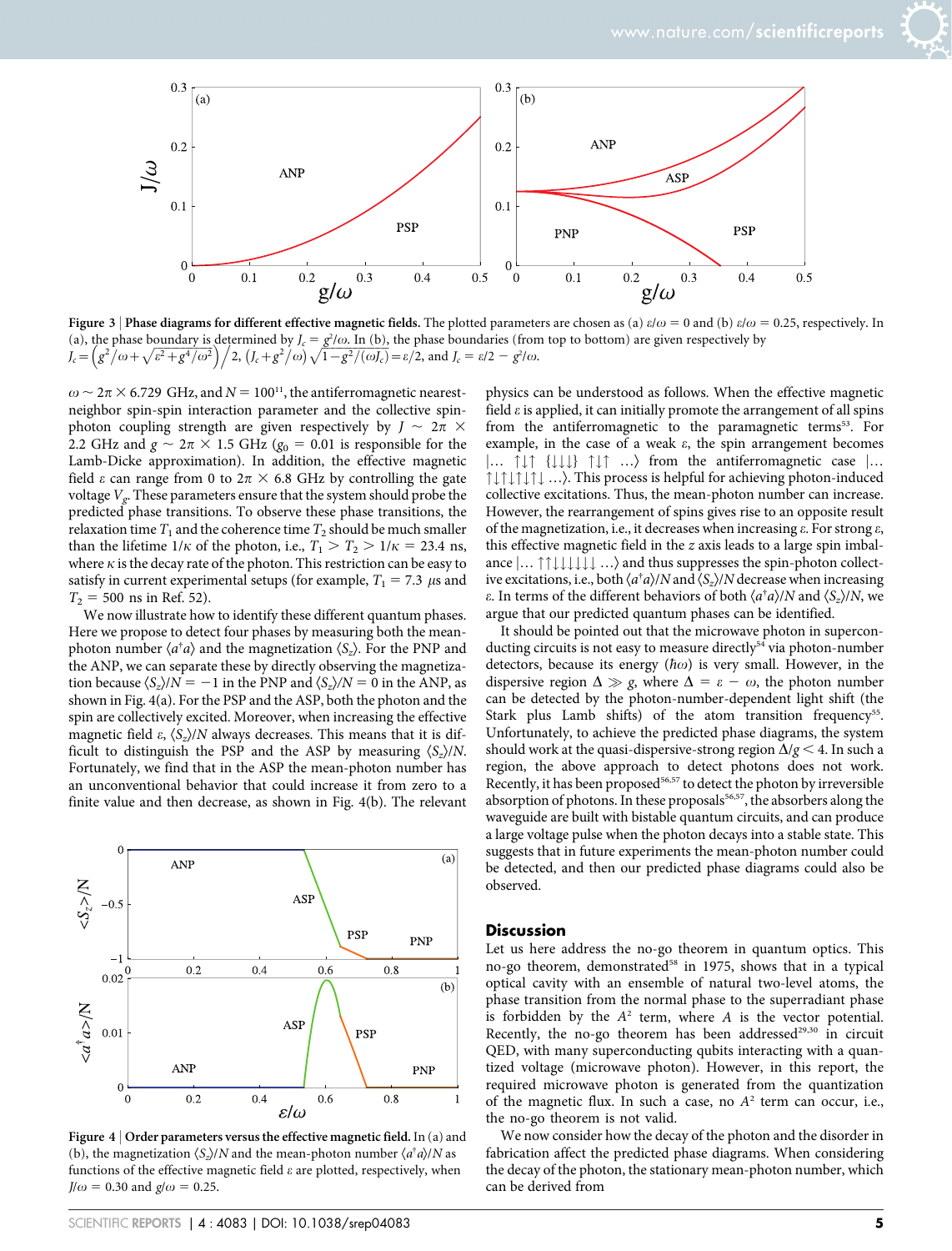**Figure 3 | Phase diagrams for different effective magnetic fields.** The plotted parameters are chosen as (a) $\varepsilon/\omega = 0$ and (b) $\varepsilon/\omega = 0.25$, respectively. In (a), the phase boundary is determined by $J_c = g^2/\omega$. In (b), the phase boundaries (from top to bottom) are given respectively by $J_c = \left(g^2/\omega + \sqrt{\varepsilon^2 + g^4/\omega^2}\right)\Big/2$, $\left(J_c + g^2/\omega\right)\sqrt{1 - g^2/(\omega J_c)} = \varepsilon/2$, and $J_c = \varepsilon/2 - g^2/\omega$.

$\omega \sim 2\pi \times 6.729$ GHz, and $N = 100^{11}$, the antiferromagnetic nearest-neighbor spin-spin interaction parameter and the collective spin-photon coupling strength are given respectively by $J \sim 2\pi \times 2.2$ GHz and $g \sim 2\pi \times 1.5$ GHz ($g_0 = 0.01$ is responsible for the Lamb-Dicke approximation). In addition, the effective magnetic field $\varepsilon$ can range from 0 to $2\pi \times 6.8$ GHz by controlling the gate voltage $V_g$. These parameters ensure that the system should probe the predicted phase transitions. To observe these phase transitions, the relaxation time $T_1$ and the coherence time $T_2$ should be much smaller than the lifetime $1/\kappa$ of the photon, i.e., $T_1 > T_2 > 1/\kappa = 23.4$ ns, where $\kappa$ is the decay rate of the photon. This restriction can be easy to satisfy in current experimental setups (for example, $T_1 = 7.3$ $\mu$s and $T_2 = 500$ ns in Ref. 52).

We now illustrate how to identify these different quantum phases. Here we propose to detect four phases by measuring both the mean-photon number $\langle a^\dagger a\rangle$ and the magnetization $\langle S_z\rangle$. For the PNP and the ANP, we can separate these by directly observing the magnetization because $\langle S_z\rangle/N = -1$ in the PNP and $\langle S_z\rangle/N = 0$ in the ANP, as shown in Fig. 4(a). For the PSP and the ASP, both the photon and the spin are collectively excited. Moreover, when increasing the effective magnetic field $\varepsilon$, $\langle S_z\rangle/N$ always decreases. This means that it is difficult to distinguish the PSP and the ASP by measuring $\langle S_z\rangle/N$. Fortunately, we find that in the ASP the mean-photon number has an unconventional behavior that could increase it from zero to a finite value and then decrease, as shown in Fig. 4(b). The relevant physics can be understood as follows. When the effective magnetic field $\varepsilon$ is applied, it can initially promote the arrangement of all spins from the antiferromagnetic to the paramagnetic terms[53]. For example, in the case of a weak $\varepsilon$, the spin arrangement becomes $|\ldots\uparrow\downarrow\uparrow\ \{\downarrow\downarrow\downarrow\}\ \uparrow\downarrow\uparrow\ \ldots\rangle$ from the antiferromagnetic case $|\ldots\uparrow\downarrow\uparrow\downarrow\uparrow\downarrow\uparrow\downarrow\ldots\rangle$. This process is helpful for achieving photon-induced collective excitations. Thus, the mean-photon number can increase. However, the rearrangement of spins gives rise to an opposite result of the magnetization, i.e., it decreases when increasing $\varepsilon$. For strong $\varepsilon$, this effective magnetic field in the $z$ axis leads to a large spin imbalance $|\ldots\uparrow\uparrow\downarrow\downarrow\downarrow\downarrow\downarrow\downarrow\ldots\rangle$ and thus suppresses the spin-photon collective excitations, i.e., both $\langle a^\dagger a\rangle/N$ and $\langle S_z\rangle/N$ decrease when increasing $\varepsilon$. In terms of the different behaviors of both $\langle a^\dagger a\rangle/N$ and $\langle S_z\rangle/N$, we argue that our predicted quantum phases can be identified.

**Figure 4 | Order parameters versus the effective magnetic field.** In (a) and (b), the magnetization $\langle S_z\rangle/N$ and the mean-photon number $\langle a^\dagger a\rangle/N$ as functions of the effective magnetic field $\varepsilon$ are plotted, respectively, when $J/\omega = 0.30$ and $g/\omega = 0.25$.

It should be pointed out that the microwave photon in superconducting circuits is not easy to measure directly[54] via photon-number detectors, because its energy ($\hbar\omega$) is very small. However, in the dispersive region $\Delta \gg g$, where $\Delta = \varepsilon - \omega$, the photon number can be detected by the photon-number-dependent light shift (the Stark plus Lamb shifts) of the atom transition frequency[55]. Unfortunately, to achieve the predicted phase diagrams, the system should work at the quasi-dispersive-strong region $\Delta/g < 4$. In such a region, the above approach to detect photons does not work. Recently, it has been proposed[56,57] to detect the photon by irreversible absorption of photons. In these proposals[56,57], the absorbers along the waveguide are built with bistable quantum circuits, and can produce a large voltage pulse when the photon decays into a stable state. This suggests that in future experiments the mean-photon number could be detected, and then our predicted phase diagrams could also be observed.

## Discussion

Let us here address the no-go theorem in quantum optics. This no-go theorem, demonstrated[58] in 1975, shows that in a typical optical cavity with an ensemble of natural two-level atoms, the phase transition from the normal phase to the superradiant phase is forbidden by the $A^2$ term, where $A$ is the vector potential. Recently, the no-go theorem has been addressed[29,30] in circuit QED, with many superconducting qubits interacting with a quantized voltage (microwave photon). However, in this report, the required microwave photon is generated from the quantization of the magnetic flux. In such a case, no $A^2$ term can occur, i.e., the no-go theorem is not valid.

We now consider how the decay of the photon and the disorder in fabrication affect the predicted phase diagrams. When considering the decay of the photon, the stationary mean-photon number, which can be derived from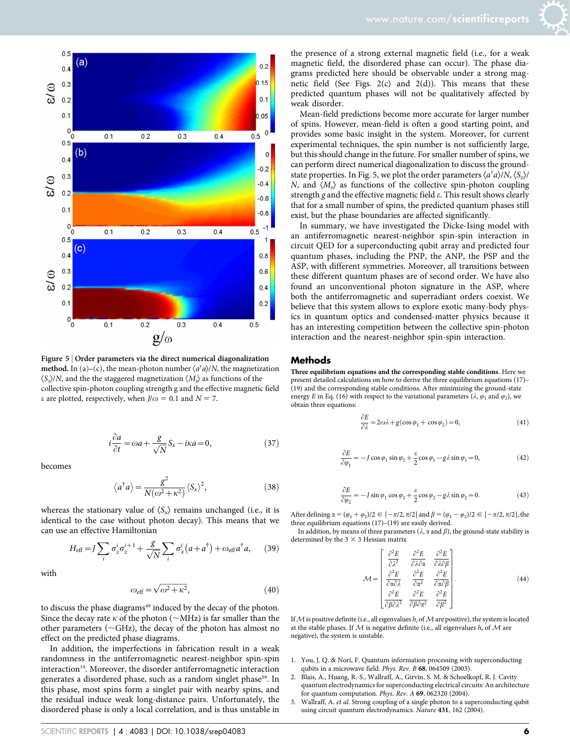Figure 5 | **Order parameters via the direct numerical diagonalization method.** In (a)–(c), the mean-photon number $\langle a^\dagger a\rangle/N$, the magnetization $\langle S_z\rangle/N$, and the the staggered magnetization $\langle M_x\rangle$ as functions of the collective spin-photon coupling strength g and the effective magnetic field $\varepsilon$ are plotted, respectively, when $J/\omega = 0.1$ and $N = 7$.

$$i\frac{\partial a}{\partial t} = \omega a + \frac{g}{\sqrt{N}}S_x - i\kappa a = 0, \tag{37}$$

becomes

$$\langle a^\dagger a\rangle = \frac{g^2}{N(\omega^2+\kappa^2)}\langle S_x\rangle^2, \tag{38}$$

whereas the stationary value of $\langle S_x\rangle$ remains unchanged (i.e., it is identical to the case without photon decay). This means that we can use an effective Hamiltonian

$$H_{\rm eff} = J\sum_i \sigma_z^i\sigma_z^{i+1} + \frac{g}{\sqrt{N}}\sum_i \sigma_x^i\left(a+a^\dagger\right) + \omega_{\rm eff}a^\dagger a, \tag{39}$$

with

$$\omega_{\rm eff} = \sqrt{\omega^2+\kappa^2}, \tag{40}$$

to discuss the phase diagrams[49] induced by the decay of the photon. Since the decay rate $\kappa$ of the photon ($\sim$MHz) is far smaller than the other parameters ($\sim$GHz), the decay of the photon has almost no effect on the predicted phase diagrams.

In addition, the imperfections in fabrication result in a weak randomness in the antiferromagnetic nearest-neighbor spin-spin interaction[14]. Moreover, the disorder antiferromagnetic interaction generates a disordered phase, such as a random singlet phase[59]. In this phase, most spins form a singlet pair with nearby spins, and the residual induce weak long-distance pairs. Unfortunately, the disordered phase is only a local correlation, and is thus unstable in the presence of a strong external magnetic field (i.e., for a weak magnetic field, the disordered phase can occur). The phase diagrams predicted here should be observable under a strong magnetic field (See Figs. 2(c) and 2(d)). This means that these predicted quantum phases will not be qualitatively affected by weak disorder.

Mean-field predictions become more accurate for larger number of spins. However, mean-field is often a good starting point, and provides some basic insight in the system. Moreover, for current experimental techniques, the spin number is not sufficiently large, but this should change in the future. For smaller number of spins, we can perform direct numerical diagonalization to discuss the ground-state properties. In Fig. 5, we plot the order parameters $\langle a^\dagger a\rangle/N$, $\langle S_z\rangle/N$, and $\langle M_x\rangle$ as functions of the collective spin-photon coupling strength $g$ and the effective magnetic field $\varepsilon$. This result shows clearly that for a small number of spins, the predicted quantum phases still exist, but the phase boundaries are affected significantly.

In summary, we have investigated the Dicke-Ising model with an antiferromagnetic nearest-neighbor spin-spin interaction in circuit QED for a superconducting qubit array and predicted four quantum phases, including the PNP, the ANP, the PSP and the ASP, with different symmetries. Moreover, all transitions between these different quantum phases are of second order. We have also found an unconventional photon signature in the ASP, where both the antiferromagnetic and superradiant orders coexist. We believe that this system allows to explore exotic many-body physics in quantum optics and condensed-matter physics because it has an interesting competition between the collective spin-photon interaction and the nearest-neighbor spin-spin interaction.

## Methods

**Three equilibrium equations and the corresponding stable conditions.** Here we present detailed calculations on how to derive the three equilibrium equations (17)–(19) and the corresponding stable conditions. After minimizing the ground-state energy $E$ in Eq. (16) with respect to the variational parameters ($\lambda$, $\varphi_1$ and $\varphi_2$), we obtain three equations:

$$\frac{\partial E}{\partial \lambda} = 2\omega\lambda + g(\cos\varphi_1 + \cos\varphi_2) = 0, \tag{41}$$

$$\frac{\partial E}{\partial \varphi_1} = -J\cos\varphi_1\sin\varphi_2 + \frac{\varepsilon}{2}\cos\varphi_1 - g\lambda\sin\varphi_1 = 0, \tag{42}$$

$$\frac{\partial E}{\partial \varphi_2} = -J\sin\varphi_1\cos\varphi_2 + \frac{\varepsilon}{2}\cos\varphi_2 - g\lambda\sin\varphi_2 = 0. \tag{43}$$

After defining $\alpha = (\varphi_1+\varphi_2)/2 \in [-\pi/2, \pi/2]$ and $\beta = (\varphi_1-\varphi_2)/2 \in [-\pi/2, \pi/2]$, the three equilibrium equations (17)–(19) are easily derived.

In addition, by means of three parameters ($\lambda$, $\alpha$ and $\beta$), the ground-state stability is determined by the $3\times 3$ Hessian matrix

$$\mathcal{M} = \begin{bmatrix} \frac{\partial^2 E}{\partial\lambda^2} & \frac{\partial^2 E}{\partial\lambda\partial\alpha} & \frac{\partial^2 E}{\partial\lambda\partial\beta} \\ \frac{\partial^2 E}{\partial\alpha\partial\lambda} & \frac{\partial^2 E}{\partial\alpha^2} & \frac{\partial^2 E}{\partial\alpha\partial\beta} \\ \frac{\partial^2 E}{\partial\beta\partial\lambda^2} & \frac{\partial^2 E}{\partial\beta\partial\alpha^2} & \frac{\partial^2 E}{\partial\beta^2} \end{bmatrix}. \tag{44}$$

If $\mathcal{M}$ is positive definite (i.e., all eigenvalues $h_i$ of $\mathcal{M}$ are positive), the system is located at the stable phases. If $\mathcal{M}$ is negative definite (i.e., all eigenvalues $h_i$ of $\mathcal{M}$ are negative), the system is unstable.

1. You, J. Q. & Nori, F. Quantum information processing with superconducting qubits in a microwave field. *Phys. Rev. B* **68**, 064509 (2003).
2. Blais, A., Huang, R.-S., Wallraff, A., Girvin, S. M. & Schoelkopf, R. J. Cavity quantum electrodynamics for superconducting electrical circuits: An architecture for quantum computation. *Phys. Rev. A* **69**, 062320 (2004).
3. Wallraff, A. *et al.* Strong coupling of a single photon to a superconducting qubit using circuit quantum electrodynamics. *Nature* **431**, 162 (2004).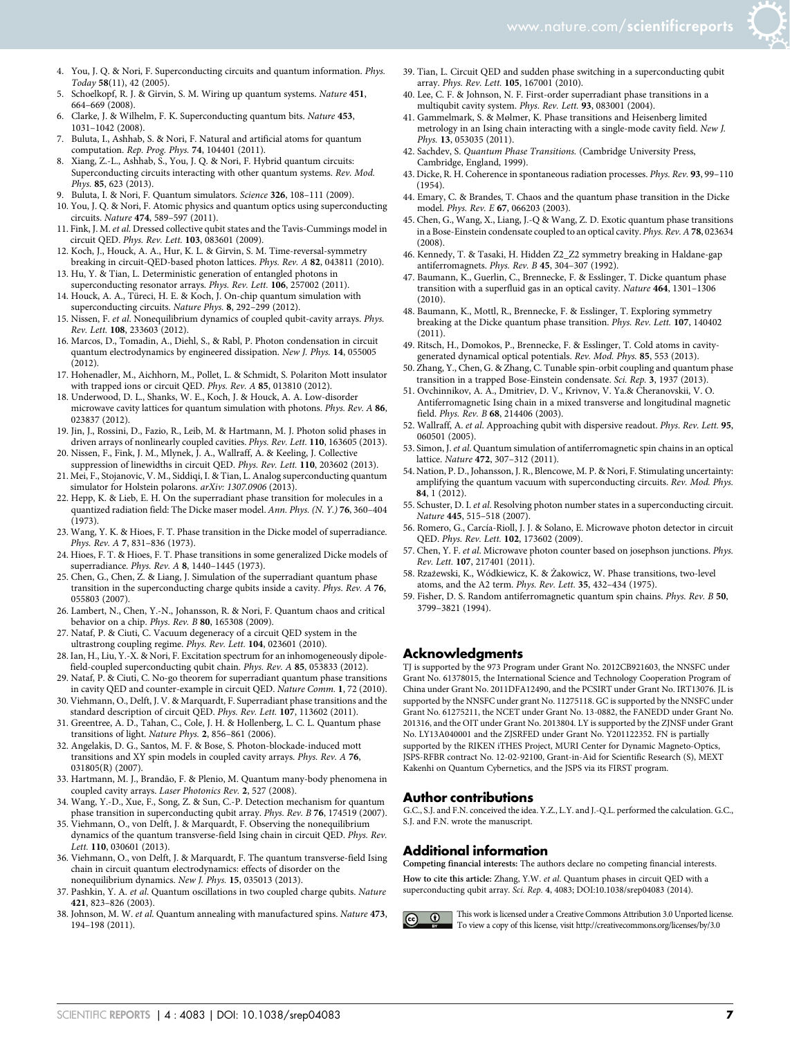4. You, J. Q. & Nori, F. Superconducting circuits and quantum information. *Phys. Today* **58**(11), 42 (2005).
5. Schoelkopf, R. J. & Girvin, S. M. Wiring up quantum systems. *Nature* **451**, 664–669 (2008).
6. Clarke, J. & Wilhelm, F. K. Superconducting quantum bits. *Nature* **453**, 1031–1042 (2008).
7. Buluta, I., Ashhab, S. & Nori, F. Natural and artificial atoms for quantum computation. *Rep. Prog. Phys.* **74**, 104401 (2011).
8. Xiang, Z.-L., Ashhab, S., You, J. Q. & Nori, F. Hybrid quantum circuits: Superconducting circuits interacting with other quantum systems. *Rev. Mod. Phys.* **85**, 623 (2013).
9. Buluta, I. & Nori, F. Quantum simulators. *Science* **326**, 108–111 (2009).
10. You, J. Q. & Nori, F. Atomic physics and quantum optics using superconducting circuits. *Nature* **474**, 589–597 (2011).
11. Fink, J. M. *et al.* Dressed collective qubit states and the Tavis-Cummings model in circuit QED. *Phys. Rev. Lett.* **103**, 083601 (2009).
12. Koch, J., Houck, A. A., Hur, K. L. & Girvin, S. M. Time-reversal-symmetry breaking in circuit-QED-based photon lattices. *Phys. Rev. A* **82**, 043811 (2010).
13. Hu, Y. & Tian, L. Deterministic generation of entangled photons in superconducting resonator arrays. *Phys. Rev. Lett.* **106**, 257002 (2011).
14. Houck, A. A., Türeci, H. E. & Koch, J. On-chip quantum simulation with superconducting circuits. *Nature Phys.* **8**, 292–299 (2012).
15. Nissen, F. *et al.* Nonequilibrium dynamics of coupled qubit-cavity arrays. *Phys. Rev. Lett.* **108**, 233603 (2012).
16. Marcos, D., Tomadin, A., Diehl, S., & Rabl, P. Photon condensation in circuit quantum electrodynamics by engineered dissipation. *New J. Phys.* **14**, 055005 (2012).
17. Hohenadler, M., Aichhorn, M., Pollet, L. & Schmidt, S. Polariton Mott insulator with trapped ions or circuit QED. *Phys. Rev. A* **85**, 013810 (2012).
18. Underwood, D. L., Shanks, W. E., Koch, J. & Houck, A. A. Low-disorder microwave cavity lattices for quantum simulation with photons. *Phys. Rev. A* **86**, 023837 (2012).
19. Jin, J., Rossini, D., Fazio, R., Leib, M. & Hartmann, M. J. Photon solid phases in driven arrays of nonlinearly coupled cavities. *Phys. Rev. Lett.* **110**, 163605 (2013).
20. Nissen, F., Fink, J. M., Mlynek, J. A., Wallraff, A. & Keeling, J. Collective suppression of linewidths in circuit QED. *Phys. Rev. Lett.* **110**, 203602 (2013).
21. Mei, F., Stojanovic, V. M., Siddiqi, I. & Tian, L. Analog superconducting quantum simulator for Holstein polarons. *arXiv: 1307.0906* (2013).
22. Hepp, K. & Lieb, E. H. On the superradiant phase transition for molecules in a quantized radiation field: The Dicke maser model. *Ann. Phys. (N. Y.)* **76**, 360–404 (1973).
23. Wang, Y. K. & Hioes, F. T. Phase transition in the Dicke model of superradiance. *Phys. Rev. A* **7**, 831–836 (1973).
24. Hioes, F. T. & Hioes, F. T. Phase transitions in some generalized Dicke models of superradiance. *Phys. Rev. A* **8**, 1440–1445 (1973).
25. Chen, G., Chen, Z. & Liang, J. Simulation of the superradiant quantum phase transition in the superconducting charge qubits inside a cavity. *Phys. Rev. A* **76**, 055803 (2007).
26. Lambert, N., Chen, Y.-N., Johansson, R. & Nori, F. Quantum chaos and critical behavior on a chip. *Phys. Rev. B* **80**, 165308 (2009).
27. Nataf, P. & Ciuti, C. Vacuum degeneracy of a circuit QED system in the ultrastrong coupling regime. *Phys. Rev. Lett.* **104**, 023601 (2010).
28. Ian, H., Liu, Y.-X. & Nori, F. Excitation spectrum for an inhomogeneously dipole-field-coupled superconducting qubit chain. *Phys. Rev. A* **85**, 053833 (2012).
29. Nataf, P. & Ciuti, C. No-go theorem for superradiant quantum phase transitions in cavity QED and counter-example in circuit QED. *Nature Comm.* **1**, 72 (2010).
30. Viehmann, O., Delft, J. V. & Marquardt, F. Superradiant phase transitions and the standard description of circuit QED. *Phys. Rev. Lett.* **107**, 113602 (2011).
31. Greentree, A. D., Tahan, C., Cole, J. H. & Hollenberg, L. C. L. Quantum phase transitions of light. *Nature Phys.* **2**, 856–861 (2006).
32. Angelakis, D. G., Santos, M. F. & Bose, S. Photon-blockade-induced mott transitions and XY spin models in coupled cavity arrays. *Phys. Rev. A* **76**, 031805(R) (2007).
33. Hartmann, M. J., Brandão, F. & Plenio, M. Quantum many-body phenomena in coupled cavity arrays. *Laser Photonics Rev.* **2**, 527 (2008).
34. Wang, Y.-D., Xue, F., Song, Z. & Sun, C.-P. Detection mechanism for quantum phase transition in superconducting qubit array. *Phys. Rev. B* **76**, 174519 (2007).
35. Viehmann, O., von Delft, J. & Marquardt, F. Observing the nonequilibrium dynamics of the quantum transverse-field Ising chain in circuit QED. *Phys. Rev. Lett.* **110**, 030601 (2013).
36. Viehmann, O., von Delft, J. & Marquardt, F. The quantum transverse-field Ising chain in circuit quantum electrodynamics: effects of disorder on the nonequilibrium dynamics. *New J. Phys.* **15**, 035013 (2013).
37. Pashkin, Y. A. *et al.* Quantum oscillations in two coupled charge qubits. *Nature* **421**, 823–826 (2003).
38. Johnson, M. W. *et al.* Quantum annealing with manufactured spins. *Nature* **473**, 194–198 (2011).
39. Tian, L. Circuit QED and sudden phase switching in a superconducting qubit array. *Phys. Rev. Lett.* **105**, 167001 (2010).
40. Lee, C. F. & Johnson, N. F. First-order superradiant phase transitions in a multiqubit cavity system. *Phys. Rev. Lett.* **93**, 083001 (2004).
41. Gammelmark, S. & Mølmer, K. Phase transitions and Heisenberg limited metrology in an Ising chain interacting with a single-mode cavity field. *New J. Phys.* **13**, 053035 (2011).
42. Sachdev, S. *Quantum Phase Transitions.* (Cambridge University Press, Cambridge, England, 1999).
43. Dicke, R. H. Coherence in spontaneous radiation processes. *Phys. Rev.* **93**, 99–110 (1954).
44. Emary, C. & Brandes, T. Chaos and the quantum phase transition in the Dicke model. *Phys. Rev. E* **67**, 066203 (2003).
45. Chen, G., Wang, X., Liang, J.-Q & Wang, Z. D. Exotic quantum phase transitions in a Bose-Einstein condensate coupled to an optical cavity. *Phys. Rev. A* **78**, 023634 (2008).
46. Kennedy, T. & Tasaki, H. Hidden Z2_Z2 symmetry breaking in Haldane-gap antiferromagnets. *Phys. Rev. B* **45**, 304–307 (1992).
47. Baumann, K., Guerlin, C., Brennecke, F. & Esslinger, T. Dicke quantum phase transition with a superfluid gas in an optical cavity. *Nature* **464**, 1301–1306 (2010).
48. Baumann, K., Mottl, R., Brennecke, F. & Esslinger, T. Exploring symmetry breaking at the Dicke quantum phase transition. *Phys. Rev. Lett.* **107**, 140402 (2011).
49. Ritsch, H., Domokos, P., Brennecke, F. & Esslinger, T. Cold atoms in cavity-generated dynamical optical potentials. *Rev. Mod. Phys.* **85**, 553 (2013).
50. Zhang, Y., Chen, G. & Zhang, C. Tunable spin-orbit coupling and quantum phase transition in a trapped Bose-Einstein condensate. *Sci. Rep.* **3**, 1937 (2013).
51. Ovchinnikov, A. A., Dmitriev, D. V., Krivnov, V. Ya.& Cheranovskii, V. O. Antiferromagnetic Ising chain in a mixed transverse and longitudinal magnetic field. *Phys. Rev. B* **68**, 214406 (2003).
52. Wallraff, A. *et al.* Approaching qubit with dispersive readout. *Phys. Rev. Lett.* **95**, 060501 (2005).
53. Simon, J. *et al.* Quantum simulation of antiferromagnetic spin chains in an optical lattice. *Nature* **472**, 307–312 (2011).
54. Nation, P. D., Johansson, J. R., Blencowe, M. P. & Nori, F. Stimulating uncertainty: amplifying the quantum vacuum with superconducting circuits. *Rev. Mod. Phys.* **84**, 1 (2012).
55. Schuster, D. I. *et al.* Resolving photon number states in a superconducting circuit. *Nature* **445**, 515–518 (2007).
56. Romero, G., García-Rioll, J. J. & Solano, E. Microwave photon detector in circuit QED. *Phys. Rev. Lett.* **102**, 173602 (2009).
57. Chen, Y. F. *et al.* Microwave photon counter based on josephson junctions. *Phys. Rev. Lett.* **107**, 217401 (2011).
58. Rzażewski, K., Wódkiewicz, K. & Żakowicz, W. Phase transitions, two-level atoms, and the A2 term. *Phys. Rev. Lett.* **35**, 432–434 (1975).
59. Fisher, D. S. Random antiferromagnetic quantum spin chains. *Phys. Rev. B* **50**, 3799–3821 (1994).

## Acknowledgments

TJ is supported by the 973 Program under Grant No. 2012CB921603, the NNSFC under Grant No. 61378015, the International Science and Technology Cooperation Program of China under Grant No. 2011DFA12490, and the PCSIRT under Grant No. IRT13076. JL is supported by the NNSFC under grant No. 11275118. GC is supported by the NNSFC under Grant No. 61275211, the NCET under Grant No. 13-0882, the FANEDD under Grant No. 201316, and the OIT under Grant No. 2013804. LY is supported by the ZJNSF under Grant No. LY13A040001 and the ZJSRFED under Grant No. Y201122352. FN is partially supported by the RIKEN iTHES Project, MURI Center for Dynamic Magneto-Optics, JSPS-RFBR contract No. 12-02-92100, Grant-in-Aid for Scientific Research (S), MEXT Kakenhi on Quantum Cybernetics, and the JSPS via its FIRST program.

## Author contributions

G.C., S.J. and F.N. conceived the idea. Y.Z., L.Y. and J.-Q.L. performed the calculation. G.C., S.J. and F.N. wrote the manuscript.

## Additional information

**Competing financial interests:** The authors declare no competing financial interests.

**How to cite this article:** Zhang, Y.W. *et al.* Quantum phases in circuit QED with a superconducting qubit array. *Sci. Rep.* **4**, 4083; DOI:10.1038/srep04083 (2014).

This work is licensed under a Creative Commons Attribution 3.0 Unported license. To view a copy of this license, visit http://creativecommons.org/licenses/by/3.0